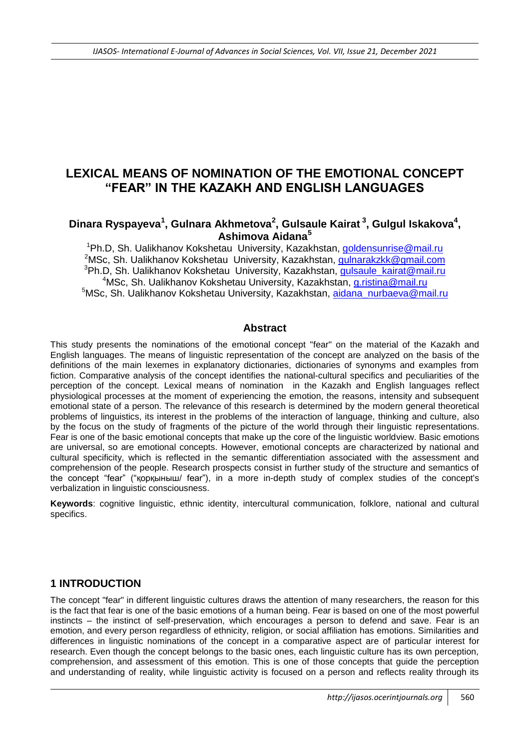# LEXICAL MEANS OF NOMINATION OF THE EMOTIONAL CONCEPT "FEAR" IN THE KAZAKH AND ENGLISH LANGUAGES

**Dinara Ryspayeva[1], Gulnara Akhmetova[2], Gulsaule Kairat [3], Gulgul Iskakova[4], Ashimova Aidana[5]**

[1]Ph.D, Sh. Ualikhanov Kokshetau University, Kazakhstan, goldensunrise@mail.ru
[2]MSc, Sh. Ualikhanov Kokshetau University, Kazakhstan, gulnarakzkk@gmail.com
[3]Ph.D, Sh. Ualikhanov Kokshetau University, Kazakhstan, gulsaule_kairat@mail.ru
[4]MSc, Sh. Ualikhanov Kokshetau University, Kazakhstan, g.ristina@mail.ru
[5]MSc, Sh. Ualikhanov Kokshetau University, Kazakhstan, aidana_nurbaeva@mail.ru

## Abstract

This study presents the nominations of the emotional concept "fear" on the material of the Kazakh and English languages. The means of linguistic representation of the concept are analyzed on the basis of the definitions of the main lexemes in explanatory dictionaries, dictionaries of synonyms and examples from fiction. Comparative analysis of the concept identifies the national-cultural specifics and peculiarities of the perception of the concept. Lexical means of nomination in the Kazakh and English languages reflect physiological processes at the moment of experiencing the emotion, the reasons, intensity and subsequent emotional state of a person. The relevance of this research is determined by the modern general theoretical problems of linguistics, its interest in the problems of the interaction of language, thinking and culture, also by the focus on the study of fragments of the picture of the world through their linguistic representations. Fear is one of the basic emotional concepts that make up the core of the linguistic worldview. Basic emotions are universal, so are emotional concepts. However, emotional concepts are characterized by national and cultural specificity, which is reflected in the semantic differentiation associated with the assessment and comprehension of the people. Research prospects consist in further study of the structure and semantics of the concept "fear" ("қорқыныш/ fear"), in a more in-depth study of complex studies of the concept's verbalization in linguistic consciousness.

**Keywords**: cognitive linguistic, ethnic identity, intercultural communication, folklore, national and cultural specifics.

## 1 INTRODUCTION

The concept "fear" in different linguistic cultures draws the attention of many researchers, the reason for this is the fact that fear is one of the basic emotions of a human being. Fear is based on one of the most powerful instincts – the instinct of self-preservation, which encourages a person to defend and save. Fear is an emotion, and every person regardless of ethnicity, religion, or social affiliation has emotions. Similarities and differences in linguistic nominations of the concept in a comparative aspect are of particular interest for research. Even though the concept belongs to the basic ones, each linguistic culture has its own perception, comprehension, and assessment of this emotion. This is one of those concepts that guide the perception and understanding of reality, while linguistic activity is focused on a person and reflects reality through its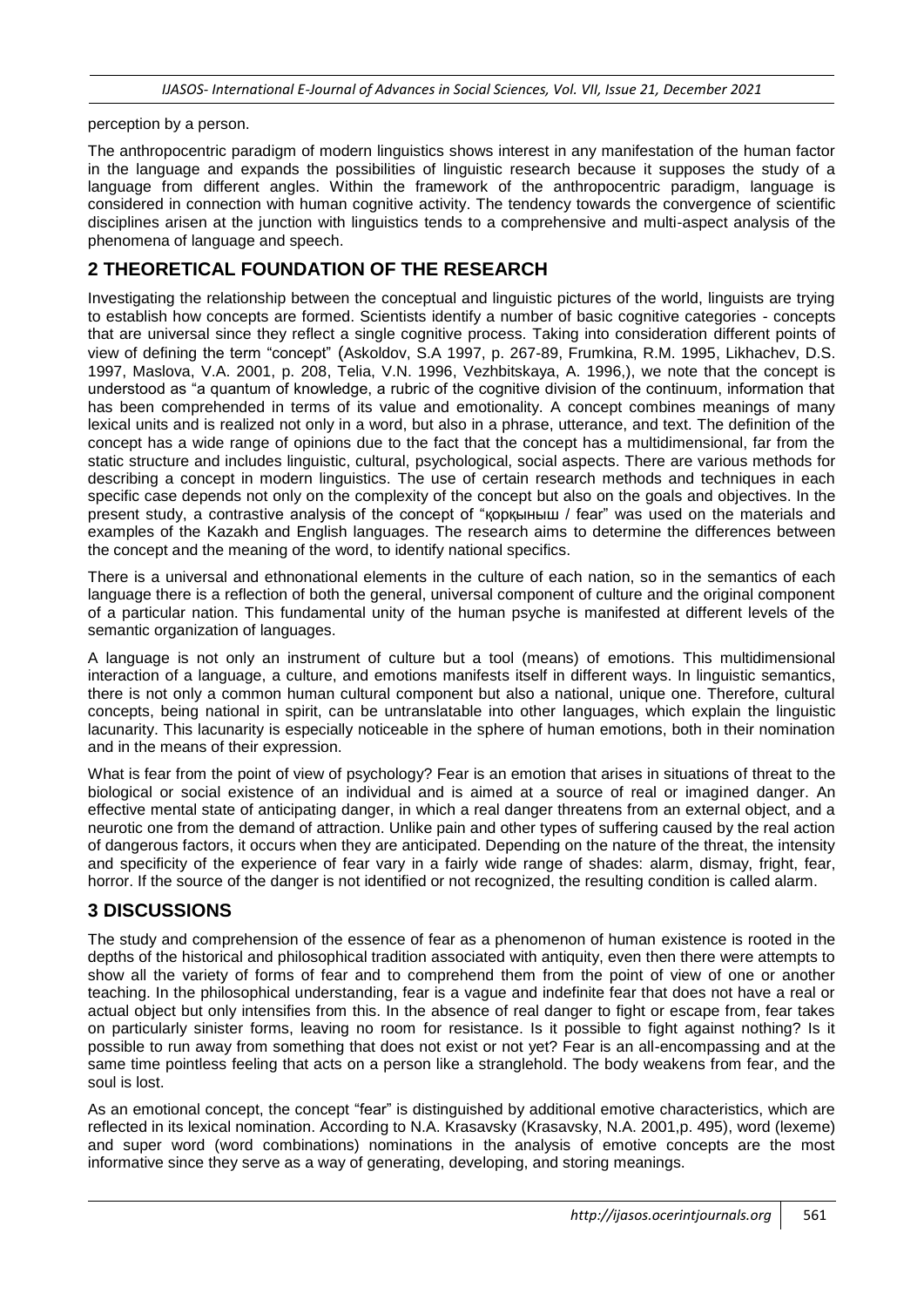perception by a person.

The anthropocentric paradigm of modern linguistics shows interest in any manifestation of the human factor in the language and expands the possibilities of linguistic research because it supposes the study of a language from different angles. Within the framework of the anthropocentric paradigm, language is considered in connection with human cognitive activity. The tendency towards the convergence of scientific disciplines arisen at the junction with linguistics tends to a comprehensive and multi-aspect analysis of the phenomena of language and speech.

## 2 THEORETICAL FOUNDATION OF THE RESEARCH

Investigating the relationship between the conceptual and linguistic pictures of the world, linguists are trying to establish how concepts are formed. Scientists identify a number of basic cognitive categories - concepts that are universal since they reflect a single cognitive process. Taking into consideration different points of view of defining the term "concept" (Askoldov, S.A 1997, p. 267-89, Frumkina, R.M. 1995, Likhachev, D.S. 1997, Maslova, V.A. 2001, p. 208, Telia, V.N. 1996, Vezhbitskaya, A. 1996,), we note that the concept is understood as "a quantum of knowledge, a rubric of the cognitive division of the continuum, information that has been comprehended in terms of its value and emotionality. A concept combines meanings of many lexical units and is realized not only in a word, but also in a phrase, utterance, and text. The definition of the concept has a wide range of opinions due to the fact that the concept has a multidimensional, far from the static structure and includes linguistic, cultural, psychological, social aspects. There are various methods for describing a concept in modern linguistics. The use of certain research methods and techniques in each specific case depends not only on the complexity of the concept but also on the goals and objectives. In the present study, a contrastive analysis of the concept of "қорқыныш / fear" was used on the materials and examples of the Kazakh and English languages. The research aims to determine the differences between the concept and the meaning of the word, to identify national specifics.

There is a universal and ethnonational elements in the culture of each nation, so in the semantics of each language there is a reflection of both the general, universal component of culture and the original component of a particular nation. This fundamental unity of the human psyche is manifested at different levels of the semantic organization of languages.

A language is not only an instrument of culture but a tool (means) of emotions. This multidimensional interaction of a language, a culture, and emotions manifests itself in different ways. In linguistic semantics, there is not only a common human cultural component but also a national, unique one. Therefore, cultural concepts, being national in spirit, can be untranslatable into other languages, which explain the linguistic lacunarity. This lacunarity is especially noticeable in the sphere of human emotions, both in their nomination and in the means of their expression.

What is fear from the point of view of psychology? Fear is an emotion that arises in situations of threat to the biological or social existence of an individual and is aimed at a source of real or imagined danger. An effective mental state of anticipating danger, in which a real danger threatens from an external object, and a neurotic one from the demand of attraction. Unlike pain and other types of suffering caused by the real action of dangerous factors, it occurs when they are anticipated. Depending on the nature of the threat, the intensity and specificity of the experience of fear vary in a fairly wide range of shades: alarm, dismay, fright, fear, horror. If the source of the danger is not identified or not recognized, the resulting condition is called alarm.

## 3 DISCUSSIONS

The study and comprehension of the essence of fear as a phenomenon of human existence is rooted in the depths of the historical and philosophical tradition associated with antiquity, even then there were attempts to show all the variety of forms of fear and to comprehend them from the point of view of one or another teaching. In the philosophical understanding, fear is a vague and indefinite fear that does not have a real or actual object but only intensifies from this. In the absence of real danger to fight or escape from, fear takes on particularly sinister forms, leaving no room for resistance. Is it possible to fight against nothing? Is it possible to run away from something that does not exist or not yet? Fear is an all-encompassing and at the same time pointless feeling that acts on a person like a stranglehold. The body weakens from fear, and the soul is lost.

As an emotional concept, the concept "fear" is distinguished by additional emotive characteristics, which are reflected in its lexical nomination. According to N.A. Krasavsky (Krasavsky, N.A. 2001,p. 495), word (lexeme) and super word (word combinations) nominations in the analysis of emotive concepts are the most informative since they serve as a way of generating, developing, and storing meanings.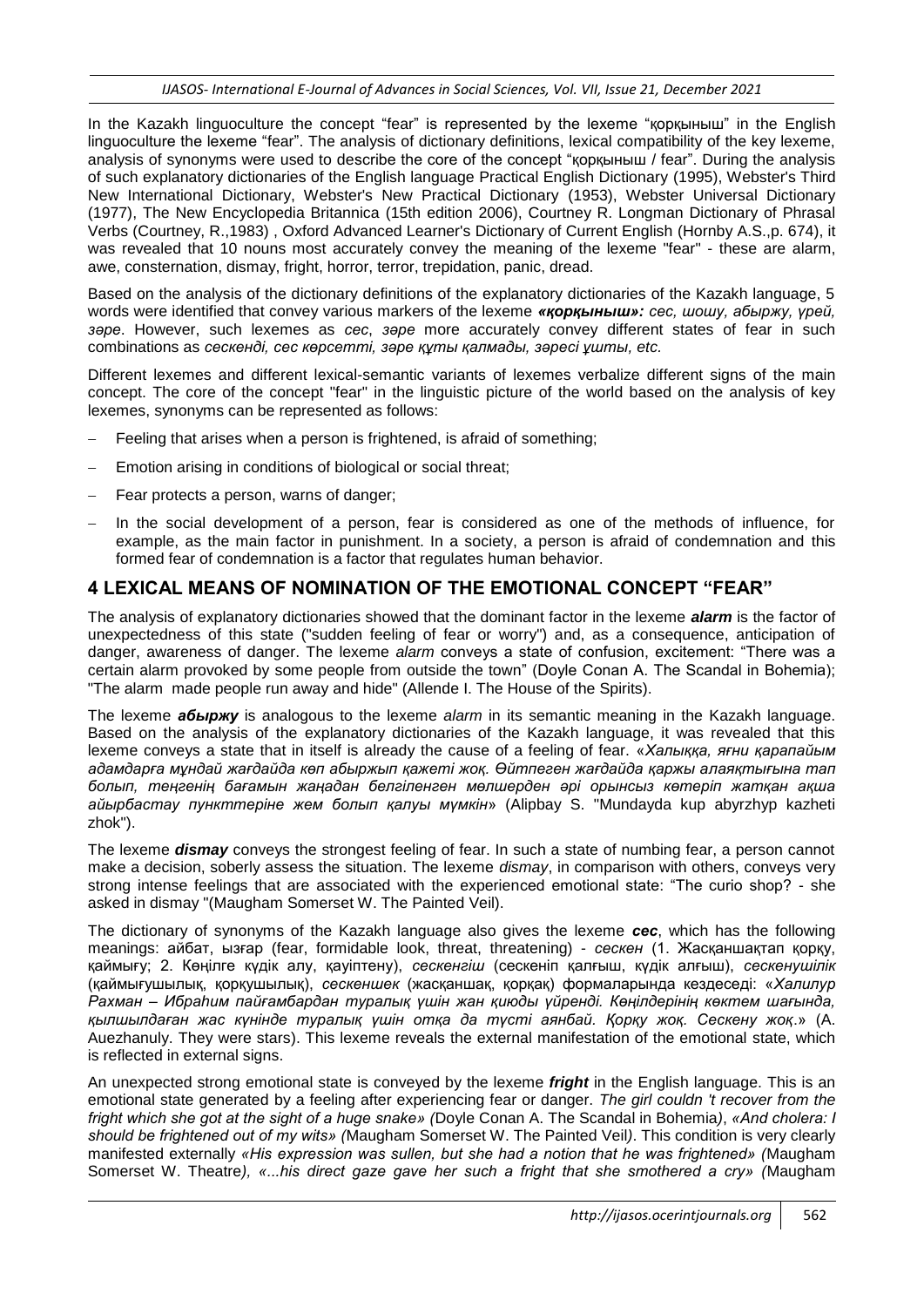In the Kazakh linguoculture the concept "fear" is represented by the lexeme "қорқыныш" in the English linguoculture the lexeme "fear". The analysis of dictionary definitions, lexical compatibility of the key lexeme, analysis of synonyms were used to describe the core of the concept "қорқыныш / fear". During the analysis of such explanatory dictionaries of the English language Practical English Dictionary (1995), Webster's Third New International Dictionary, Webster's New Practical Dictionary (1953), Webster Universal Dictionary (1977), The New Encyclopedia Britannica (15th edition 2006), Courtney R. Longman Dictionary of Phrasal Verbs (Courtney, R.,1983) , Oxford Advanced Learner's Dictionary of Current English (Hornby A.S.,p. 674), it was revealed that 10 nouns most accurately convey the meaning of the lexeme "fear" - these are alarm, awe, consternation, dismay, fright, horror, terror, trepidation, panic, dread.

Based on the analysis of the dictionary definitions of the explanatory dictionaries of the Kazakh language, 5 words were identified that convey various markers of the lexeme ***«қорқыныш»:*** *сес, шошу, абыржу, үрей, зәре*. However, such lexemes as *сес*, *зәре* more accurately convey different states of fear in such combinations as *сескенді, сес көрсетті, зәре құты қалмады, зәресі ұшты, etc.*

Different lexemes and different lexical-semantic variants of lexemes verbalize different signs of the main concept. The core of the concept "fear" in the linguistic picture of the world based on the analysis of key lexemes, synonyms can be represented as follows:

- Feeling that arises when a person is frightened, is afraid of something;
- Emotion arising in conditions of biological or social threat;
- Fear protects a person, warns of danger;
- In the social development of a person, fear is considered as one of the methods of influence, for example, as the main factor in punishment. In a society, a person is afraid of condemnation and this formed fear of condemnation is a factor that regulates human behavior.

## 4 LEXICAL MEANS OF NOMINATION OF THE EMOTIONAL CONCEPT "FEAR"

The analysis of explanatory dictionaries showed that the dominant factor in the lexeme ***alarm*** is the factor of unexpectedness of this state ("sudden feeling of fear or worry") and, as a consequence, anticipation of danger, awareness of danger. The lexeme *alarm* conveys a state of confusion, excitement: "There was a certain alarm provoked by some people from outside the town" (Doyle Conan A. The Scandal in Bohemia); "The alarm made people run away and hide" (Allende I. The House of the Spirits).

The lexeme ***абыржу*** is analogous to the lexeme *alarm* in its semantic meaning in the Kazakh language. Based on the analysis of the explanatory dictionaries of the Kazakh language, it was revealed that this lexeme conveys a state that in itself is already the cause of a feeling of fear. «*Халыққа, яғни қарапайым адамдарға мұндай жағдайда көп абыржып қажеті жоқ. Өйтпеген жағдайда қаржы алаяқтығына тап болып, теңгенің бағамын жаңадан белгіленген мөлшерден әрі орынсыз көтеріп жатқан ақша айырбастау пункттеріне жем болып қалуы мүмкін*» (Alipbay S. "Mundayda kup abyrzhyp kazheti zhok").

The lexeme ***dismay*** conveys the strongest feeling of fear. In such a state of numbing fear, a person cannot make a decision, soberly assess the situation. The lexeme *dismay*, in comparison with others, conveys very strong intense feelings that are associated with the experienced emotional state: "The curio shop? - she asked in dismay "(Maugham Somerset W. The Painted Veil).

The dictionary of synonyms of the Kazakh language also gives the lexeme ***сес***, which has the following meanings: айбат, ызғар (fear, formidable look, threat, threatening) - *сескен* (1. Жасқаншақтап қорқу, қаймығу; 2. Көңілге күдік алу, қауіптену), *сескенгіш* (сескеніп қалғыш, күдік алғыш), *сескенушілік* (қаймығушылық, қорқушылық), *сескеншек* (жасқаншақ, қорқақ) формаларында кездеседі: «*Халилур Рахман – Ибраһим пайғамбардан туралық үшін жан қиюды үйренді. Көңілдерінің көктем шағында, қылшылдаған жас күнінде туралық үшін отқа да түсті аянбай. Қорқу жоқ. Сескену жоқ.*» (A. Auezhanuly. They were stars). This lexeme reveals the external manifestation of the emotional state, which is reflected in external signs.

An unexpected strong emotional state is conveyed by the lexeme ***fright*** in the English language. This is an emotional state generated by a feeling after experiencing fear or danger. *The girl couldn 't recover from the fright which she got at the sight of a huge snake» (*Doyle Conan A. The Scandal in Bohemia*)*, *«And cholera: I should be frightened out of my wits» (*Maugham Somerset W. The Painted Veil*)*. This condition is very clearly manifested externally *«His expression was sullen, but she had a notion that he was frightened» (*Maugham Somerset W. Theatre*), «...his direct gaze gave her such a fright that she smothered a cry» (*Maugham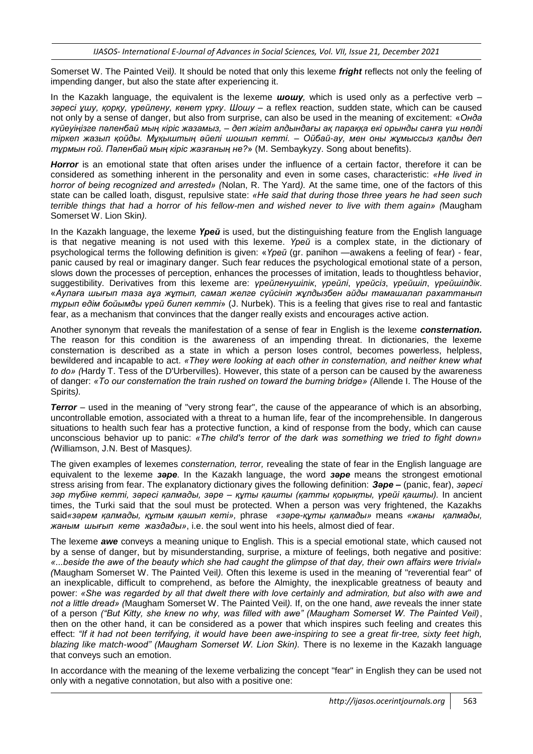Somerset W. The Painted Veil*).* It should be noted that only this lexeme ***fright*** reflects not only the feeling of impending danger, but also the state after experiencing it.

In the Kazakh language, the equivalent is the lexeme ***шошу****,* which is used only as a perfective verb – *зəресі ұшу, қорқу, үрейлену, кенет үрку*. *Шошу* – a reflex reaction, sudden state, which can be caused not only by a sense of danger, but also from surprise, can also be used in the meaning of excitement: «*Онда күйеуіңізге пəленбай мың кіріс жазамыз, – деп жігіт алдындағы ақ параққа екі орынды санға үш нөлді тіркеп жазып қойды. Мұқыштың əйелі шошып кетті. – Ойбай-ау, мен оны жұмыссыз қалды деп тұрмын ғой. Пəленбай мың кіріс жазғаның не?*» (M. Sembaykyzy. Song about benefits).

***Horror*** is an emotional state that often arises under the influence of a certain factor, therefore it can be considered as something inherent in the personality and even in some cases, characteristic: *«He lived in horror of being recognized and arrested» (*Nolan, R. The Yard*).* At the same time, one of the factors of this state can be called loath, disgust, repulsive state: *«He said that during those three years he had seen such terrible things that had a horror of his fellow-men and wished never to live with them again» (*Maugham Somerset W. Lion Skin*).*

In the Kazakh language, the lexeme ***Үрей*** is used, but the distinguishing feature from the English language is that negative meaning is not used with this lexeme. *Үрей* is a complex state, in the dictionary of psychological terms the following definition is given: «*Үрей* (gr. paniкоп —awakens a feeling of fear) - fear, panic caused by real or imaginary danger. Such fear reduces the psychological emotional state of a person, slows down the processes of perception, enhances the processes of imitation, leads to thoughtless behavior, suggestibility. Derivatives from this lexeme are: *үрейленушілік*, *үрейлі*, *үрейсіз*, *үрейшіл*, *үрейшілдік*. «*Аулаға шығып таза ауа жұтып, самал желге сүйсініп жұлдызбен айды тамашалап рахаттанып тұрып едім бойымды үрей билеп кетті*» (J. Nurbek). This is a feeling that gives rise to real and fantastic fear, as a mechanism that convinces that the danger really exists and encourages active action.

Another synonym that reveals the manifestation of a sense of fear in English is the lexeme ***consternation.*** The reason for this condition is the awareness of an impending threat. In dictionaries, the lexeme consternation is described as a state in which a person loses control, becomes powerless, helpless, bewildered and incapable to act. *«They were looking at each other in consternation, and neither knew what to do» (*Hardy T. Tess of the D'Urbervilles). However, this state of a person can be caused by the awareness of danger: *«To our consternation the train rushed on toward the burning bridge» (*Allende I. The House of the Spirits*).*

***Terror*** – used in the meaning of "very strong fear", the cause of the appearance of which is an absorbing, uncontrollable emotion, associated with a threat to a human life, fear of the incomprehensible. In dangerous situations to health such fear has a protective function, a kind of response from the body, which can cause unconscious behavior up to panic: *«The child's terror of the dark was something we tried to fight down» (*Williamson, J.N. Best of Masques*).*

The given examples of lexemes *consternation, terror,* revealing the state of fear in the English language are equivalent to the lexeme ***зəре***. In the Kazakh language, the word ***зəре*** means the strongest emotional stress arising from fear. The explanatory dictionary gives the following definition: ***Зəре –*** (panic, fear), *зəресі зəр түбіне кетті, зəресі қалмады, зəре – құты қашты (қатты қорықты, үрейі қашты).* In ancient times, the Turki said that the soul must be protected. When a person was very frightened, the Kazakhs said*«зəрем қалмады, құтым қашып кеті»,* phrase *«зəре-құты қалмады»* means *«жаны қалмады, жаным шығып кете жаздады»*, i.e. the soul went into his heels, almost died of fear.

The lexeme ***awe*** conveys a meaning unique to English. This is a special emotional state, which caused not by a sense of danger, but by misunderstanding, surprise, a mixture of feelings, both negative and positive: *«...beside the awe of the beauty which she had caught the glimpse of that day, their own affairs were trivial» (*Maugham Somerset W. The Painted Veil*).* Often this lexeme is used in the meaning of "reverential fear" of an inexplicable, difficult to comprehend, as before the Almighty, the inexplicable greatness of beauty and power: *«She was regarded by all that dwelt there with love certainly and admiration, but also with awe and not a little dread» (*Maugham Somerset W. The Painted Veil*).* If, on the one hand, *awe* reveals the inner state of a person *("But Kitty, she knew no why, was filled with awe" (Maugham Somerset W. The Painted Veil)*, then on the other hand, it can be considered as a power that which inspires such feeling and creates this effect: *"If it had not been terrifying, it would have been awe-inspiring to see a great fir-tree, sixty feet high, blazing like match-wood" (Maugham Somerset W. Lion Skin).* There is no lexeme in the Kazakh language that conveys such an emotion.

In accordance with the meaning of the lexeme verbalizing the concept "fear" in English they can be used not only with a negative connotation, but also with a positive one: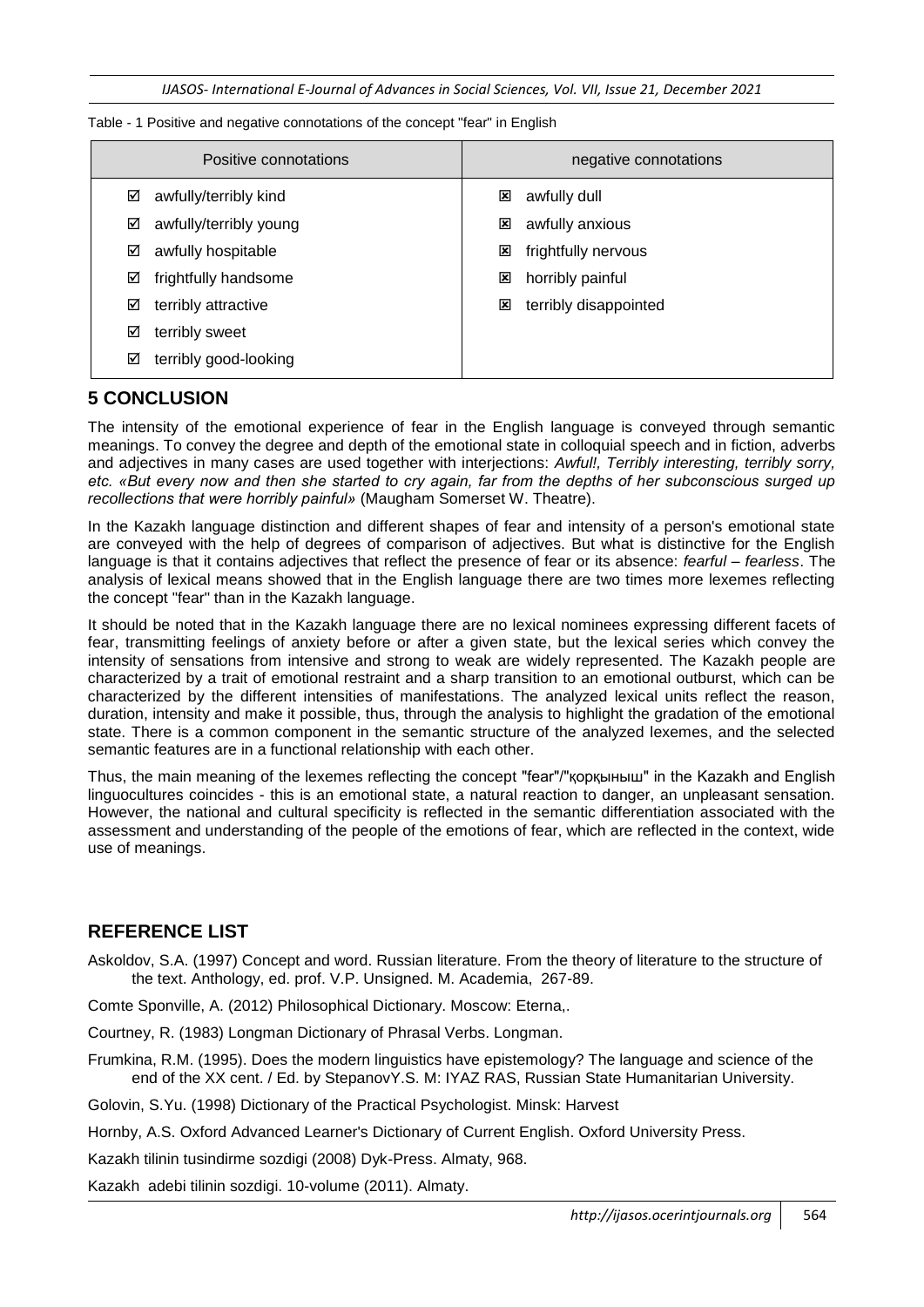Table - 1 Positive and negative connotations of the concept "fear" in English

| Positive connotations | negative connotations |
|---|---|
| ☑ awfully/terribly kind | ☒ awfully dull |
| ☑ awfully/terribly young | ☒ awfully anxious |
| ☑ awfully hospitable | ☒ frightfully nervous |
| ☑ frightfully handsome | ☒ horribly painful |
| ☑ terribly attractive | ☒ terribly disappointed |
| ☑ terribly sweet | |
| ☑ terribly good-looking | |

## 5 CONCLUSION

The intensity of the emotional experience of fear in the English language is conveyed through semantic meanings. To convey the degree and depth of the emotional state in colloquial speech and in fiction, adverbs and adjectives in many cases are used together with interjections: *Awful!, Terribly interesting, terribly sorry, etc. «But every now and then she started to cry again, far from the depths of her subconscious surged up recollections that were horribly painful»* (Maugham Somerset W. Theatre).

In the Kazakh language distinction and different shapes of fear and intensity of a person's emotional state are conveyed with the help of degrees of comparison of adjectives. But what is distinctive for the English language is that it contains adjectives that reflect the presence of fear or its absence: *fearful – fearless*. The analysis of lexical means showed that in the English language there are two times more lexemes reflecting the concept "fear" than in the Kazakh language.

It should be noted that in the Kazakh language there are no lexical nominees expressing different facets of fear, transmitting feelings of anxiety before or after a given state, but the lexical series which convey the intensity of sensations from intensive and strong to weak are widely represented. The Kazakh people are characterized by a trait of emotional restraint and a sharp transition to an emotional outburst, which can be characterized by the different intensities of manifestations. The analyzed lexical units reflect the reason, duration, intensity and make it possible, thus, through the analysis to highlight the gradation of the emotional state. There is a common component in the semantic structure of the analyzed lexemes, and the selected semantic features are in a functional relationship with each other.

Thus, the main meaning of the lexemes reflecting the concept "fear"/"қорқыныш" in the Kazakh and English linguocultures coincides - this is an emotional state, a natural reaction to danger, an unpleasant sensation. However, the national and cultural specificity is reflected in the semantic differentiation associated with the assessment and understanding of the people of the emotions of fear, which are reflected in the context, wide use of meanings.

## REFERENCE LIST

Askoldov, S.A. (1997) Concept and word. Russian literature. From the theory of literature to the structure of the text. Anthology, ed. prof. V.P. Unsigned. M. Academia, 267-89.

Comte Sponville, A. (2012) Philosophical Dictionary. Moscow: Eterna,.

Courtney, R. (1983) Longman Dictionary of Phrasal Verbs. Longman.

Frumkina, R.M. (1995). Does the modern linguistics have epistemology? The language and science of the end of the XX cent. / Ed. by StepanovY.S. M: IYAZ RAS, Russian State Humanitarian University.

Golovin, S.Yu. (1998) Dictionary of the Practical Psychologist. Minsk: Harvest

Hornby, A.S. Oxford Advanced Learner's Dictionary of Current English. Oxford University Press.

Kazakh tilinin tusindirme sozdigi (2008) Dyk-Press. Almaty, 968.

Kazakh adebi tilinin sozdigi. 10-volume (2011). Almaty.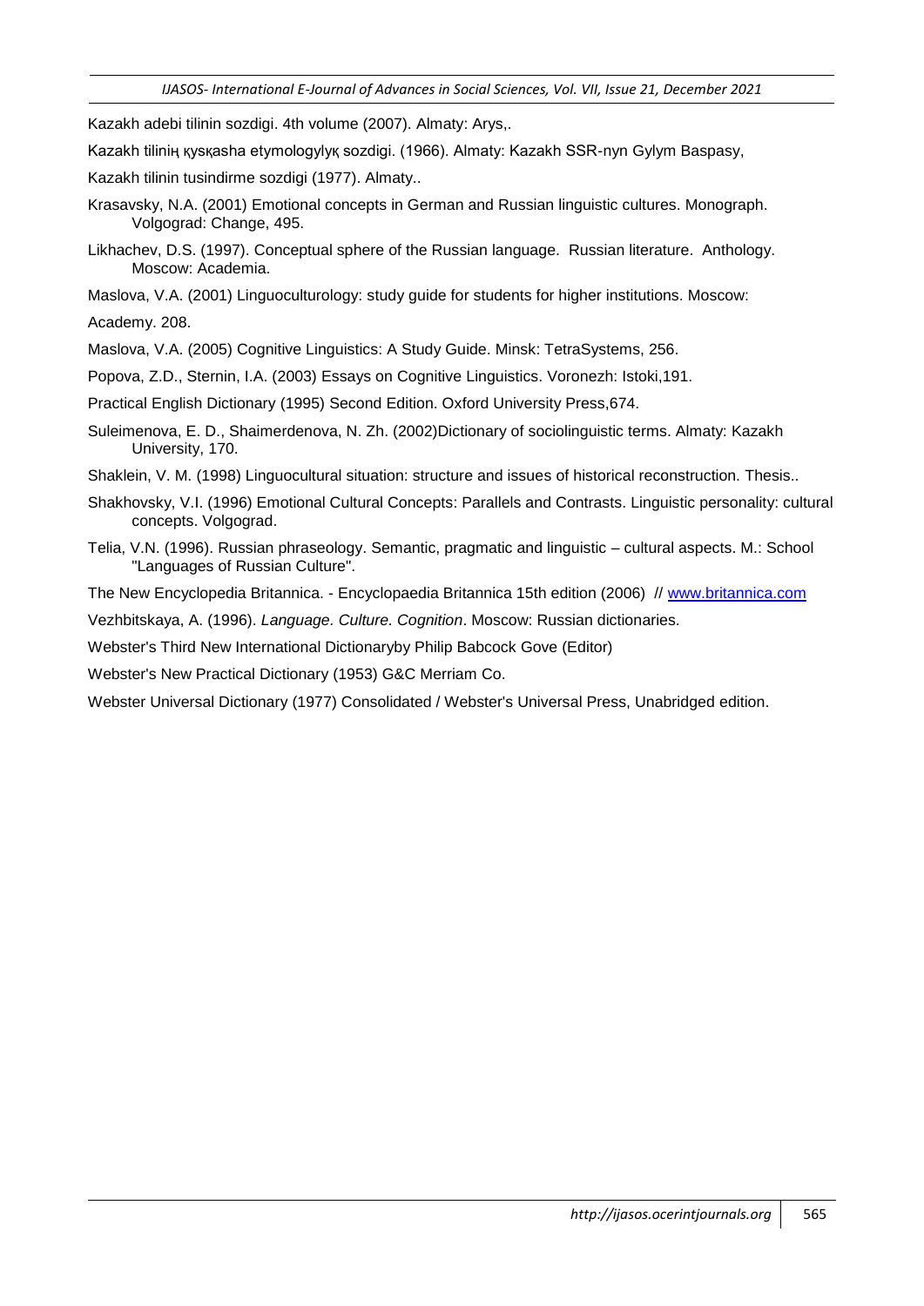Kazakh adebi tilinin sozdigi. 4th volume (2007). Almaty: Arys,.

Kazakh tiliниң қysқasha etymologylyқ sozdigi. (1966). Almaty: Kazakh SSR-nyn Gylym Baspasy,

Kazakh tilinin tusindirme sozdigi (1977). Almaty..

Krasavsky, N.A. (2001) Emotional concepts in German and Russian linguistic cultures. Monograph. Volgograd: Change, 495.

Likhachev, D.S. (1997). Conceptual sphere of the Russian language. Russian literature. Anthology. Moscow: Academia.

Maslova, V.A. (2001) Linguoculturology: study guide for students for higher institutions. Moscow:

Academy. 208.

Maslova, V.A. (2005) Cognitive Linguistics: A Study Guide. Minsk: TetraSystems, 256.

Popova, Z.D., Sternin, I.A. (2003) Essays on Cognitive Linguistics. Voronezh: Istoki,191.

Practical English Dictionary (1995) Second Edition. Oxford University Press,674.

Suleimenova, E. D., Shaimerdenova, N. Zh. (2002)Dictionary of sociolinguistic terms. Almaty: Kazakh University, 170.

Shaklein, V. M. (1998) Linguocultural situation: structure and issues of historical reconstruction. Thesis..

Shakhovsky, V.I. (1996) Emotional Cultural Concepts: Parallels and Contrasts. Linguistic personality: cultural concepts. Volgograd.

Telia, V.N. (1996). Russian phraseology. Semantic, pragmatic and linguistic – cultural aspects. M.: School "Languages of Russian Culture".

The New Encyclopedia Britannica. - Encyclopaedia Britannica 15th edition (2006) // www.britannica.com

Vezhbitskaya, A. (1996). *Language. Culture. Cognition*. Moscow: Russian dictionaries.

Webster's Third New International Dictionaryby Philip Babcock Gove (Editor)

Webster's New Practical Dictionary (1953) G&C Merriam Co.

Webster Universal Dictionary (1977) Consolidated / Webster's Universal Press, Unabridged edition.